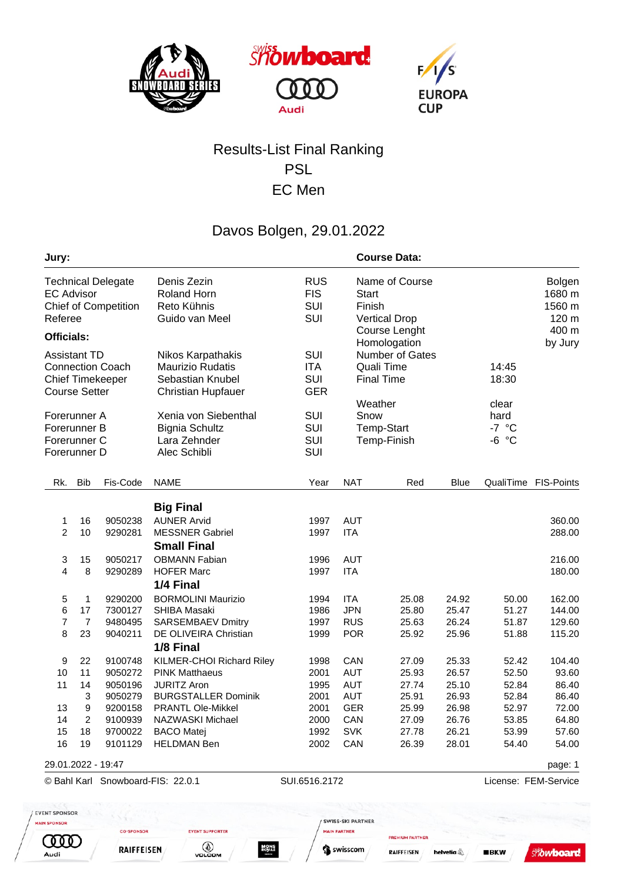# Results-List Final Ranking

## PSL

## EC Men

## Davos Bolgen, 29.01.2022

**Jury:**

| | | |
|---|---|---|
| Technical Delegate | Denis Zezin | RUS |
| EC Advisor | Roland Horn | FIS |
| Chief of Competition | Reto Kühnis | SUI |
| Referee | Guido van Meel | SUI |

**Officials:**

| | | |
|---|---|---|
| Assistant TD | Nikos Karpathakis | SUI |
| Connection Coach | Maurizio Rudatis | ITA |
| Chief Timekeeper | Sebastian Knubel | SUI |
| Course Setter | Christian Hupfauer | GER |
| Forerunner A | Xenia von Siebenthal | SUI |
| Forerunner B | Bignia Schultz | SUI |
| Forerunner C | Lara Zehnder | SUI |
| Forerunner D | Alec Schibli | SUI |

**Course Data:**

| | |
|---|---|
| Name of Course | Bolgen |
| Start | 1680 m |
| Finish | 1560 m |
| Vertical Drop | 120 m |
| Course Lenght | 400 m |
| Homologation | by Jury |
| Number of Gates | |
| Quali Time | 14:45 |
| Final Time | 18:30 |
| Weather | clear |
| Snow | hard |
| Temp-Start | -7 °C |
| Temp-Finish | -6 °C |

| Rk. | Bib | Fis-Code | NAME | Year | NAT | Red | Blue | QualiTime | FIS-Points |
|---|---|---|---|---|---|---|---|---|---|
| | | | **Big Final** | | | | | | |
| 1 | 16 | 9050238 | AUNER Arvid | 1997 | AUT | | | | 360.00 |
| 2 | 10 | 9290281 | MESSNER Gabriel | 1997 | ITA | | | | 288.00 |
| | | | **Small Final** | | | | | | |
| 3 | 15 | 9050217 | OBMANN Fabian | 1996 | AUT | | | | 216.00 |
| 4 | 8 | 9290289 | HOFER Marc | 1997 | ITA | | | | 180.00 |
| | | | **1/4 Final** | | | | | | |
| 5 | 1 | 9290200 | BORMOLINI Maurizio | 1994 | ITA | 25.08 | 24.92 | 50.00 | 162.00 |
| 6 | 17 | 7300127 | SHIBA Masaki | 1986 | JPN | 25.80 | 25.47 | 51.27 | 144.00 |
| 7 | 7 | 9480495 | SARSEMBAEV Dmitry | 1997 | RUS | 25.63 | 26.24 | 51.87 | 129.60 |
| 8 | 23 | 9040211 | DE OLIVEIRA Christian | 1999 | POR | 25.92 | 25.96 | 51.88 | 115.20 |
| | | | **1/8 Final** | | | | | | |
| 9 | 22 | 9100748 | KILMER-CHOI Richard Riley | 1998 | CAN | 27.09 | 25.33 | 52.42 | 104.40 |
| 10 | 11 | 9050272 | PINK Matthaeus | 2001 | AUT | 25.93 | 26.57 | 52.50 | 93.60 |
| 11 | 14 | 9050196 | JURITZ Aron | 1995 | AUT | 27.74 | 25.10 | 52.84 | 86.40 |
| | 3 | 9050279 | BURGSTALLER Dominik | 2001 | AUT | 25.91 | 26.93 | 52.84 | 86.40 |
| 13 | 9 | 9200158 | PRANTL Ole-Mikkel | 2001 | GER | 25.99 | 26.98 | 52.97 | 72.00 |
| 14 | 2 | 9100939 | NAZWASKI Michael | 2000 | CAN | 27.09 | 26.76 | 53.85 | 64.80 |
| 15 | 18 | 9700022 | BACO Matej | 1992 | SVK | 27.78 | 26.21 | 53.99 | 57.60 |
| 16 | 19 | 9101129 | HELDMAN Ben | 2002 | CAN | 26.39 | 28.01 | 54.40 | 54.00 |

29.01.2022 - 19:47

© Bahl Karl Snowboard-FIS: 22.0.1 SUI.6516.2172 License: FEM-Service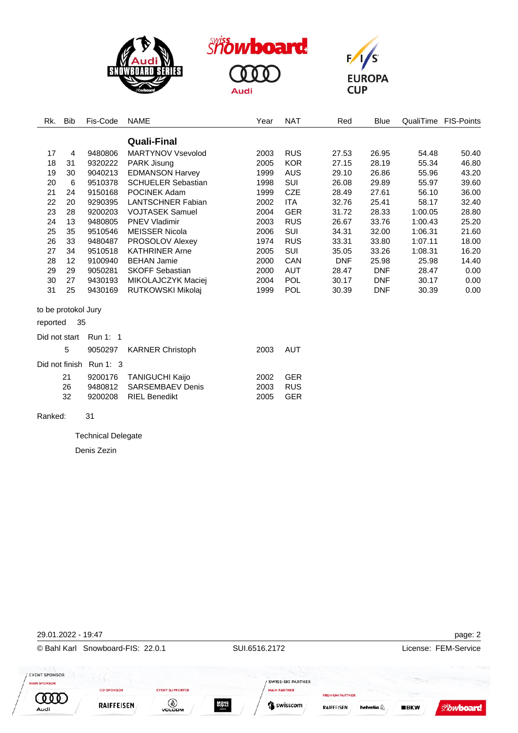| Rk. | Bib | Fis-Code | NAME | Year | NAT | Red | Blue | QualiTime | FIS-Points |
|---|---|---|---|---|---|---|---|---|---|
| | | | **Quali-Final** | | | | | | |
| 17 | 4 | 9480806 | MARTYNOV Vsevolod | 2003 | RUS | 27.53 | 26.95 | 54.48 | 50.40 |
| 18 | 31 | 9320222 | PARK Jisung | 2005 | KOR | 27.15 | 28.19 | 55.34 | 46.80 |
| 19 | 30 | 9040213 | EDMANSON Harvey | 1999 | AUS | 29.10 | 26.86 | 55.96 | 43.20 |
| 20 | 6 | 9510378 | SCHUELER Sebastian | 1998 | SUI | 26.08 | 29.89 | 55.97 | 39.60 |
| 21 | 24 | 9150168 | POCINEK Adam | 1999 | CZE | 28.49 | 27.61 | 56.10 | 36.00 |
| 22 | 20 | 9290395 | LANTSCHNER Fabian | 2002 | ITA | 32.76 | 25.41 | 58.17 | 32.40 |
| 23 | 28 | 9200203 | VOJTASEK Samuel | 2004 | GER | 31.72 | 28.33 | 1:00.05 | 28.80 |
| 24 | 13 | 9480805 | PNEV Vladimir | 2003 | RUS | 26.67 | 33.76 | 1:00.43 | 25.20 |
| 25 | 35 | 9510546 | MEISSER Nicola | 2006 | SUI | 34.31 | 32.00 | 1:06.31 | 21.60 |
| 26 | 33 | 9480487 | PROSOLOV Alexey | 1974 | RUS | 33.31 | 33.80 | 1:07.11 | 18.00 |
| 27 | 34 | 9510518 | KATHRINER Arne | 2005 | SUI | 35.05 | 33.26 | 1:08.31 | 16.20 |
| 28 | 12 | 9100940 | BEHAN Jamie | 2000 | CAN | DNF | 25.98 | 25.98 | 14.40 |
| 29 | 29 | 9050281 | SKOFF Sebastian | 2000 | AUT | 28.47 | DNF | 28.47 | 0.00 |
| 30 | 27 | 9430193 | MIKOLAJCZYK Maciej | 2004 | POL | 30.17 | DNF | 30.17 | 0.00 |
| 31 | 25 | 9430169 | RUTKOWSKI Mikolaj | 1999 | POL | 30.39 | DNF | 30.39 | 0.00 |

to be protokol Jury

reported 35

Did not start Run 1: 1

| Bib | Fis-Code | NAME | Year | NAT |
|---|---|---|---|---|
| 5 | 9050297 | KARNER Christoph | 2003 | AUT |

Did not finish Run 1: 3

| Bib | Fis-Code | NAME | Year | NAT |
|---|---|---|---|---|
| 21 | 9200176 | TANIGUCHI Kaijo | 2002 | GER |
| 26 | 9480812 | SARSEMBAEV Denis | 2003 | RUS |
| 32 | 9200208 | RIEL Benedikt | 2005 | GER |

Ranked: 31

Technical Delegate

Denis Zezin

29.01.2022 - 19:47

© Bahl Karl Snowboard-FIS: 22.0.1 SUI.6516.2172 License: FEM-Service